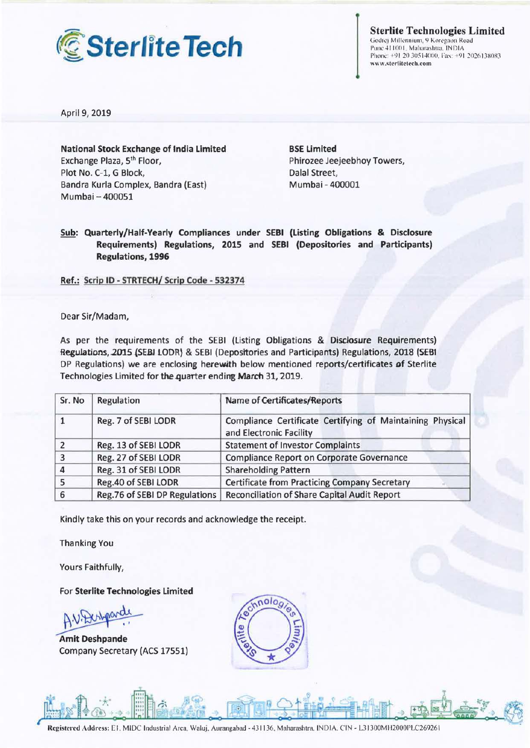**Sterlite Technologies Limited**
Godrej Millennium, 9 Koregaon Road
Pune 411001, Maharashtra, INDIA
Phone: +91 20 30514000, Fax: +91 2026138083
www.sterlitetech.com

April 9, 2019

**National Stock Exchange of India Limited**
Exchange Plaza, 5th Floor,
Plot No. C-1, G Block,
Bandra Kurla Complex, Bandra (East)
Mumbai – 400051

**BSE Limited**
Phirozee Jeejeebhoy Towers,
Dalal Street,
Mumbai - 400001

**Sub: Quarterly/Half-Yearly Compliances under SEBI (Listing Obligations & Disclosure Requirements) Regulations, 2015 and SEBI (Depositories and Participants) Regulations, 1996**

**Ref.: Scrip ID - STRTECH/ Scrip Code - 532374**

Dear Sir/Madam,

As per the requirements of the SEBI (Listing Obligations & Disclosure Requirements) Regulations, 2015 (SEBI LODR) & SEBI (Depositories and Participants) Regulations, 2018 (SEBI DP Regulations) we are enclosing herewith below mentioned reports/certificates of Sterlite Technologies Limited for the quarter ending March 31, 2019.

| Sr. No | Regulation | Name of Certificates/Reports |
|---|---|---|
| 1 | Reg. 7 of SEBI LODR | Compliance Certificate Certifying of Maintaining Physical and Electronic Facility |
| 2 | Reg. 13 of SEBI LODR | Statement of Investor Complaints |
| 3 | Reg. 27 of SEBI LODR | Compliance Report on Corporate Governance |
| 4 | Reg. 31 of SEBI LODR | Shareholding Pattern |
| 5 | Reg.40 of SEBI LODR | Certificate from Practicing Company Secretary |
| 6 | Reg.76 of SEBI DP Regulations | Reconciliation of Share Capital Audit Report |

Kindly take this on your records and acknowledge the receipt.

Thanking You

Yours Faithfully,

For **Sterlite Technologies Limited**

**Amit Deshpande**
Company Secretary (ACS 17551)

Registered Address: E1, MIDC Industrial Area, Waluj, Aurangabad - 431136, Maharashtra, INDIA. CIN - L31300MH2000PLC269261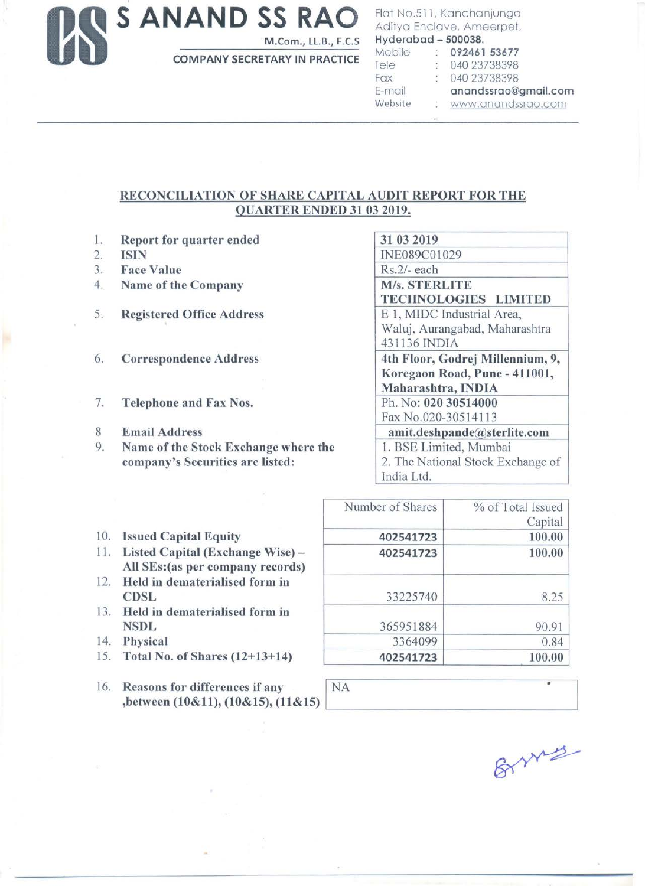# S ANAND SS RAO

M.Com., LL.B., F.C.S

COMPANY SECRETARY IN PRACTICE

Flat No.511, Kanchanjunga
Aditya Enclave, Ameerpet,
Hyderabad – 500038.

Mobile : 092461 53677
Tele : 040 23738398
Fax : 040 23738398
E-mail anandssrao@gmail.com
Website : www.anandssrao.com

## RECONCILIATION OF SHARE CAPITAL AUDIT REPORT FOR THE QUARTER ENDED 31 03 2019.

| | | |
|---|---|---|
| 1. | **Report for quarter ended** | 31 03 2019 |
| 2. | **ISIN** | INE089C01029 |
| 3. | **Face Value** | Rs.2/- each |
| 4. | **Name of the Company** | **M/s. STERLITE TECHNOLOGIES LIMITED** |
| 5. | **Registered Office Address** | E 1, MIDC Industrial Area, Waluj, Aurangabad, Maharashtra 431136 INDIA |
| 6. | **Correspondence Address** | **4th Floor, Godrej Millennium, 9, Koregaon Road, Pune - 411001, Maharashtra, INDIA** |
| 7. | **Telephone and Fax Nos.** | Ph. No: **020 30514000** Fax No.020-30514113 |
| 8 | **Email Address** | **amit.deshpande@sterlite.com** |
| 9. | **Name of the Stock Exchange where the company's Securities are listed:** | 1. BSE Limited, Mumbai 2. The National Stock Exchange of India Ltd. |

| | | Number of Shares | % of Total Issued Capital |
|---|---|---|---|
| 10. | **Issued Capital Equity** | **402541723** | **100.00** |
| 11. | **Listed Capital (Exchange Wise) – All SEs:(as per company records)** | **402541723** | **100.00** |
| 12. | **Held in dematerialised form in CDSL** | 33225740 | 8.25 |
| 13. | **Held in dematerialised form in NSDL** | 365951884 | 90.91 |
| 14. | **Physical** | 3364099 | 0.84 |
| 15. | **Total No. of Shares (12+13+14)** | **402541723** | **100.00** |

| | | |
|---|---|---|
| 16. | **Reasons for differences if any ,between (10&11), (10&15), (11&15)** | NA |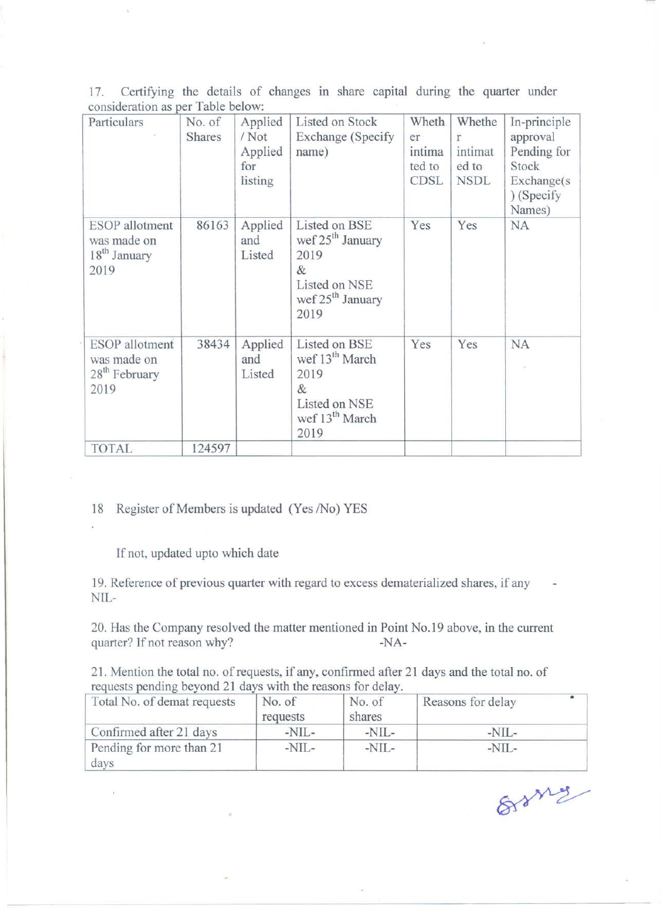17. Certifying the details of changes in share capital during the quarter under consideration as per Table below:

| Particulars | No. of Shares | Applied / Not Applied for listing | Listed on Stock Exchange (Specify name) | Whether intimated to CDSL | Whether intimated to NSDL | In-principle approval Pending for Stock Exchange(s) (Specify Names) |
|---|---|---|---|---|---|---|
| ESOP allotment was made on 18th January 2019 | 86163 | Applied and Listed | Listed on BSE wef 25th January 2019 & Listed on NSE wef 25th January 2019 | Yes | Yes | NA |
| ESOP allotment was made on 28th February 2019 | 38434 | Applied and Listed | Listed on BSE wef 13th March 2019 & Listed on NSE wef 13th March 2019 | Yes | Yes | NA |
| TOTAL | 124597 | | | | | |

18 Register of Members is updated (Yes /No) YES

If not, updated upto which date

19. Reference of previous quarter with regard to excess dematerialized shares, if any -NIL-

20. Has the Company resolved the matter mentioned in Point No.19 above, in the current quarter? If not reason why? -NA-

21. Mention the total no. of requests, if any, confirmed after 21 days and the total no. of requests pending beyond 21 days with the reasons for delay.

| Total No. of demat requests | No. of requests | No. of shares | Reasons for delay |
|---|---|---|---|
| Confirmed after 21 days | -NIL- | -NIL- | -NIL- |
| Pending for more than 21 days | -NIL- | -NIL- | -NIL- |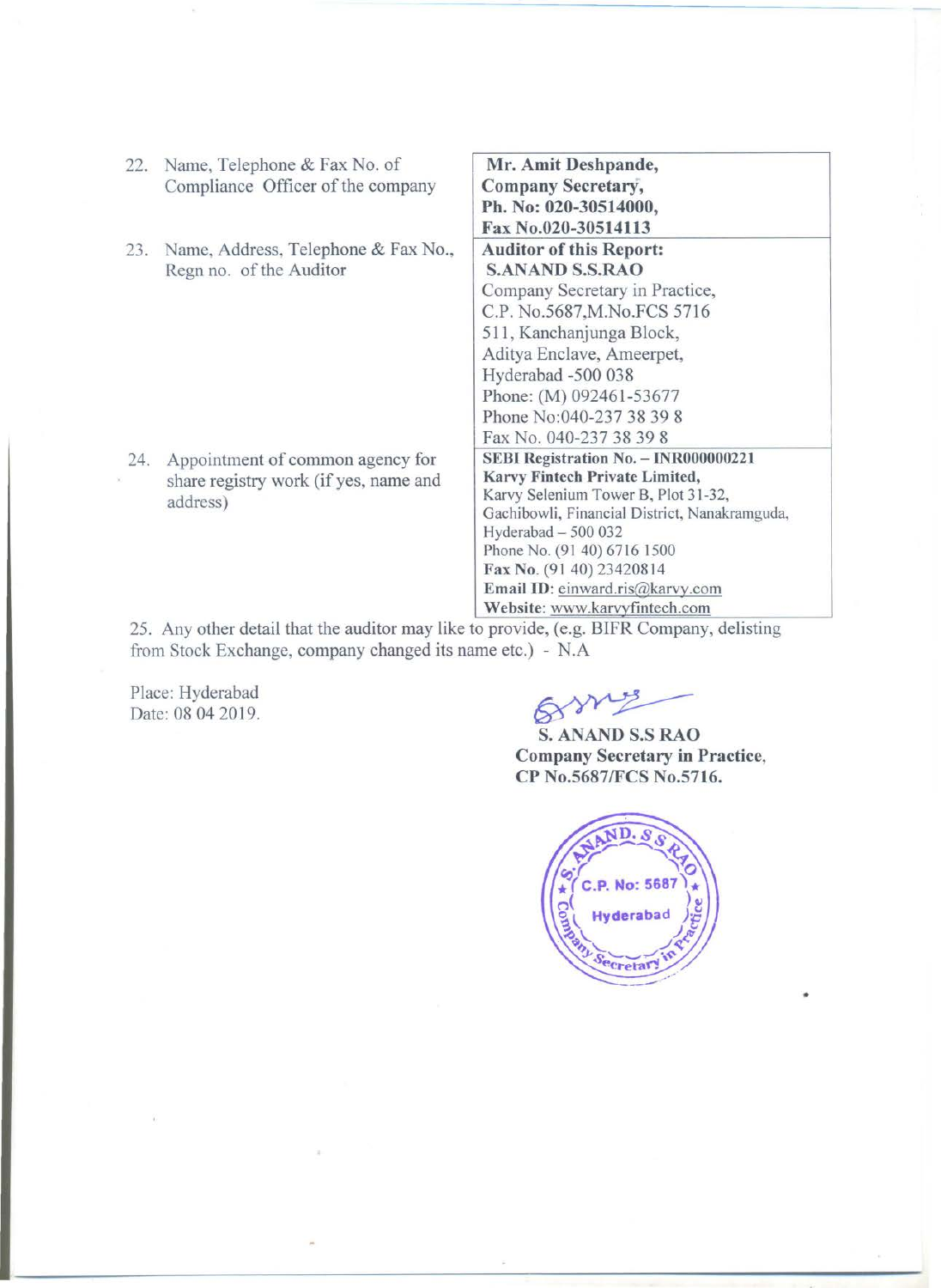| | |
|---|---|
| 22. Name, Telephone & Fax No. of Compliance Officer of the company | **Mr. Amit Deshpande,**<br>**Company Secretary,**<br>**Ph. No: 020-30514000,**<br>**Fax No.020-30514113** |
| 23. Name, Address, Telephone & Fax No., Regn no. of the Auditor | **Auditor of this Report:**<br>**S.ANAND S.S.RAO**<br>Company Secretary in Practice,<br>C.P. No.5687,M.No.FCS 5716<br>511, Kanchanjunga Block,<br>Aditya Enclave, Ameerpet,<br>Hyderabad -500 038<br>Phone: (M) 092461-53677<br>Phone No:040-237 38 39 8<br>Fax No. 040-237 38 39 8 |
| 24. Appointment of common agency for share registry work (if yes, name and address) | **SEBI Registration No. – INR000000221**<br>**Karvy Fintech Private Limited,**<br>Karvy Selenium Tower B, Plot 31-32,<br>Gachibowli, Financial District, Nanakramguda,<br>Hyderabad – 500 032<br>Phone No. (91 40) 6716 1500<br>**Fax No.** (91 40) 23420814<br>**Email ID:** einward.ris@karvy.com<br>**Website:** www.karvyfintech.com |

25. Any other detail that the auditor may like to provide, (e.g. BIFR Company, delisting from Stock Exchange, company changed its name etc.) - N.A

Place: Hyderabad
Date: 08 04 2019.

**S. ANAND S.S RAO**
**Company Secretary in Practice,**
**CP No.5687/FCS No.5716.**

S. ANAND. S S RAO
C.P. No: 5687
Hyderabad
Company Secretary in Practice